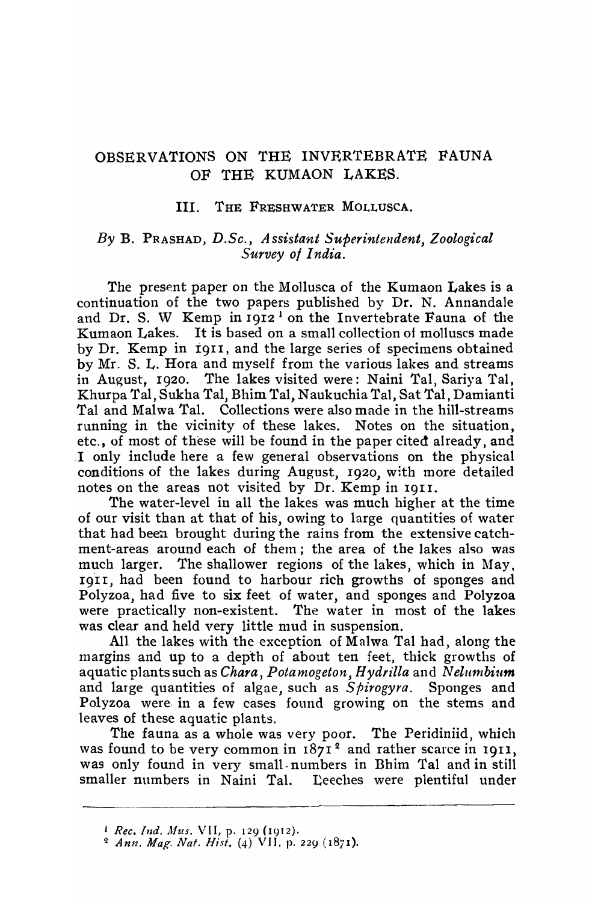# OBSERVATIONS ON THE INVERTEBRATE FAUNA OF THE KUMAON LAKES.

## III. The Freshwater Mollusca.

*By* B. Prashad, *D.Sc., Assistant Superintendent, Zoological Survey of India.*

The present paper on the Mollusca of the Kumaon Lakes is a continuation of the two papers published by Dr. N. Annandale and Dr. S. W Kemp in 1912[1] on the Invertebrate Fauna of the Kumaon Lakes. It is based on a small collection of molluscs made by Dr. Kemp in 1911, and the large series of specimens obtained by Mr. S. L. Hora and myself from the various lakes and streams in August, 1920. The lakes visited were: Naini Tal, Sariya Tal, Khurpa Tal, Sukha Tal, Bhim Tal, Naukuchia Tal, Sat Tal, Damianti Tal and Malwa Tal. Collections were also made in the hill-streams running in the vicinity of these lakes. Notes on the situation, etc., of most of these will be found in the paper cited already, and I only include here a few general observations on the physical conditions of the lakes during August, 1920, with more detailed notes on the areas not visited by Dr. Kemp in 1911.

The water-level in all the lakes was much higher at the time of our visit than at that of his, owing to large quantities of water that had been brought during the rains from the extensive catchment-areas around each of them; the area of the lakes also was much larger. The shallower regions of the lakes, which in May, 1911, had been found to harbour rich growths of sponges and Polyzoa, had five to six feet of water, and sponges and Polyzoa were practically non-existent. The water in most of the lakes was clear and held very little mud in suspension.

All the lakes with the exception of Malwa Tal had, along the margins and up to a depth of about ten feet, thick growths of aquatic plants such as *Chara*, *Potamogeton*, *Hydrilla* and *Nelumbium* and large quantities of algae, such as *Spirogyra*. Sponges and Polyzoa were in a few cases found growing on the stems and leaves of these aquatic plants.

The fauna as a whole was very poor. The Peridiniid, which was found to be very common in 1871[2] and rather scarce in 1911, was only found in very small-numbers in Bhim Tal and in still smaller numbers in Naini Tal. Leeches were plentiful under

---

[1] *Rec. Ind. Mus.* VII, p. 129 (1912).

[2] *Ann. Mag. Nat. Hist.* (4) VII, p. 229 (1871).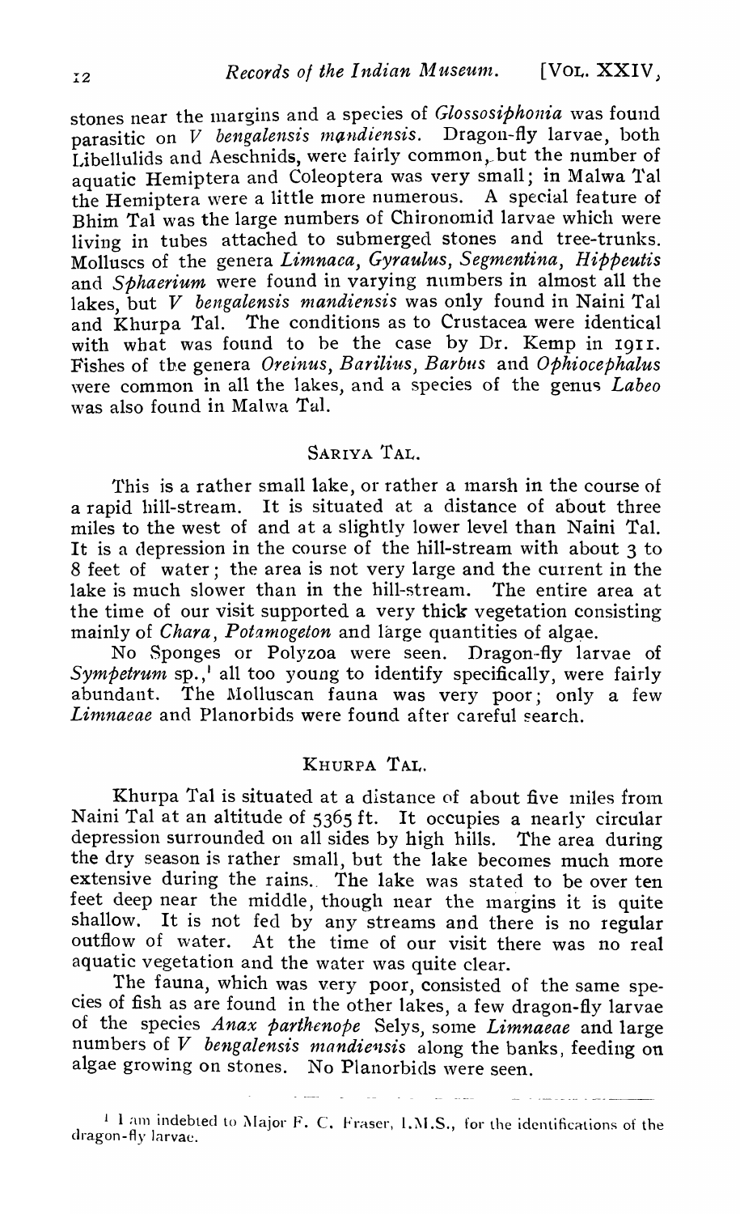stones near the margins and a species of *Glossosiphonia* was found parasitic on *V bengalensis mandiensis*. Dragon-fly larvae, both Libellulids and Aeschnids, were fairly common, but the number of aquatic Hemiptera and Coleoptera was very small; in Malwa Tal the Hemiptera were a little more numerous. A special feature of Bhim Tal was the large numbers of Chironomid larvae which were living in tubes attached to submerged stones and tree-trunks. Molluscs of the genera *Limnaca*, *Gyraulus*, *Segmentina*, *Hippeutis* and *Sphaerium* were found in varying numbers in almost all the lakes, but *V bengalensis mandiensis* was only found in Naini Tal and Khurpa Tal. The conditions as to Crustacea were identical with what was found to be the case by Dr. Kemp in 1911. Fishes of the genera *Oreinus*, *Barilius*, *Barbus* and *Ophiocephalus* were common in all the lakes, and a species of the genus *Labeo* was also found in Malwa Tal.

## SARIYA TAL.

This is a rather small lake, or rather a marsh in the course of a rapid hill-stream. It is situated at a distance of about three miles to the west of and at a slightly lower level than Naini Tal. It is a depression in the course of the hill-stream with about 3 to 8 feet of water; the area is not very large and the current in the lake is much slower than in the hill-stream. The entire area at the time of our visit supported a very thick vegetation consisting mainly of *Chara*, *Potamogeton* and large quantities of algae.

No Sponges or Polyzoa were seen. Dragon-fly larvae of *Sympetrum* sp.,[1] all too young to identify specifically, were fairly abundant. The Molluscan fauna was very poor; only a few *Limnaeae* and Planorbids were found after careful search.

## KHURPA TAL.

Khurpa Tal is situated at a distance of about five miles from Naini Tal at an altitude of 5365 ft. It occupies a nearly circular depression surrounded on all sides by high hills. The area during the dry season is rather small, but the lake becomes much more extensive during the rains. The lake was stated to be over ten feet deep near the middle, though near the margins it is quite shallow. It is not fed by any streams and there is no regular outflow of water. At the time of our visit there was no real aquatic vegetation and the water was quite clear.

The fauna, which was very poor, consisted of the same species of fish as are found in the other lakes, a few dragon-fly larvae of the species *Anax parthenope* Selys, some *Limnaeae* and large numbers of *V bengalensis mandiensis* along the banks, feeding on algae growing on stones. No Planorbids were seen.

---

[1] I am indebted to Major F. C. Fraser, I.M.S., for the identifications of the dragon-fly larvae.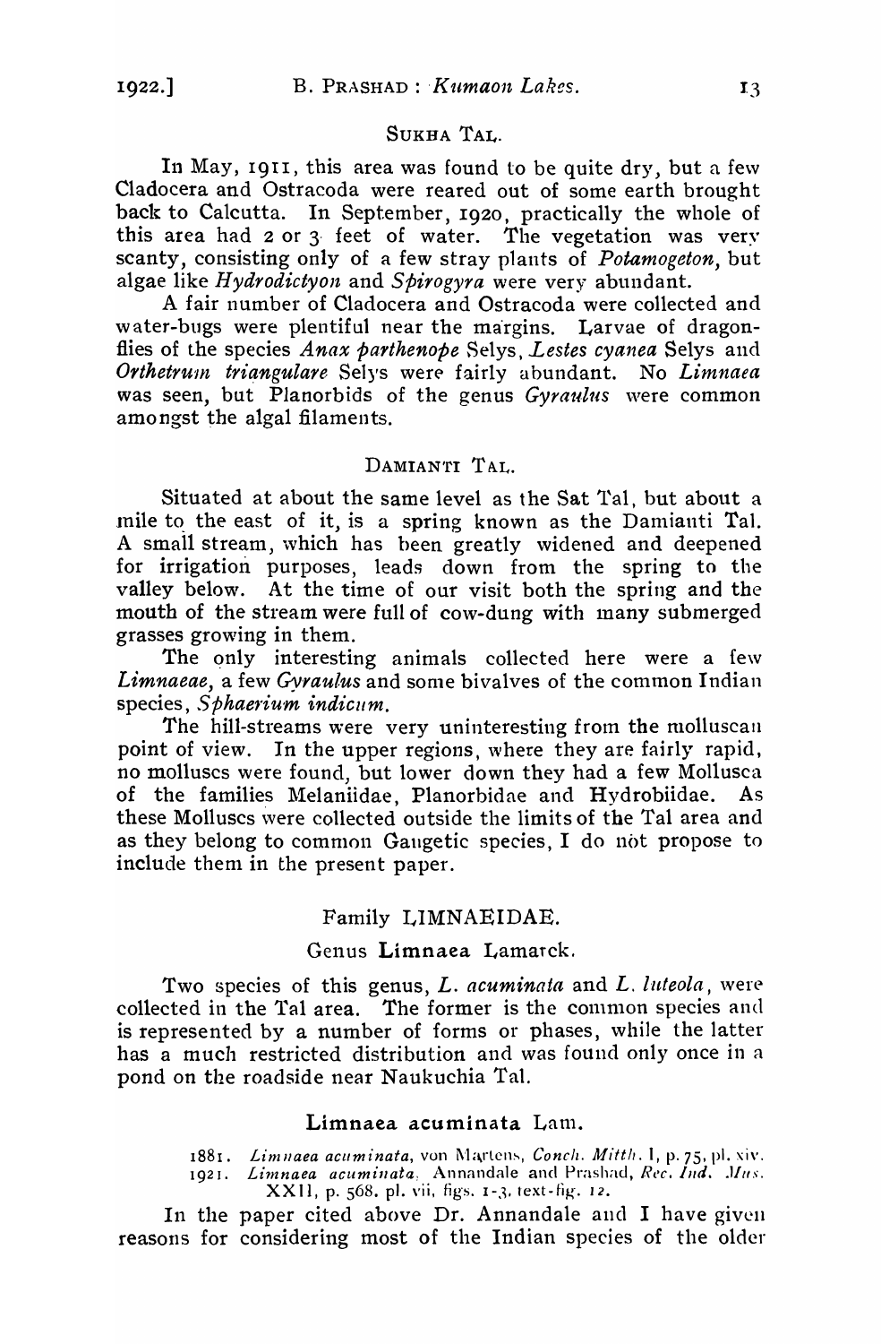### SUKHA TAL.

In May, 1911, this area was found to be quite dry, but a few Cladocera and Ostracoda were reared out of some earth brought back to Calcutta. In September, 1920, practically the whole of this area had 2 or 3 feet of water. The vegetation was very scanty, consisting only of a few stray plants of *Potamogeton*, but algae like *Hydrodictyon* and *Spirogyra* were very abundant.

A fair number of Cladocera and Ostracoda were collected and water-bugs were plentiful near the margins. Larvae of dragonflies of the species *Anax parthenope* Selys, *Lestes cyanea* Selys and *Orthetrum triangulare* Selys were fairly abundant. No *Limnaea* was seen, but Planorbids of the genus *Gyraulus* were common amongst the algal filaments.

### DAMIANTI TAL.

Situated at about the same level as the Sat Tal, but about a mile to the east of it, is a spring known as the Damianti Tal. A small stream, which has been greatly widened and deepened for irrigation purposes, leads down from the spring to the valley below. At the time of our visit both the spring and the mouth of the stream were full of cow-dung with many submerged grasses growing in them.

The only interesting animals collected here were a few *Limnaeae*, a few *Gyraulus* and some bivalves of the common Indian species, *Sphaerium indicum*.

The hill-streams were very uninteresting from the molluscan point of view. In the upper regions, where they are fairly rapid, no molluscs were found, but lower down they had a few Mollusca of the families Melaniidae, Planorbidae and Hydrobiidae. As these Molluscs were collected outside the limits of the Tal area and as they belong to common Gangetic species, I do not propose to include them in the present paper.

## Family LIMNAEIDAE.

### Genus **Limnaea** Lamarck.

Two species of this genus, *L. acuminata* and *L. luteola*, were collected in the Tal area. The former is the common species and is represented by a number of forms or phases, while the latter has a much restricted distribution and was found only once in a pond on the roadside near Naukuchia Tal.

#### **Limnaea acuminata** Lam.

1881. *Limnaea acuminata*, von Martens, *Conch. Mitth.* I, p. 75, pl. xiv.
1921. *Limnaea acuminata*, Annandale and Prashad, *Rec. Ind. Mus.* XXII, p. 568. pl. vii, figs. 1-3, text-fig. 12.

In the paper cited above Dr. Annandale and I have given reasons for considering most of the Indian species of the older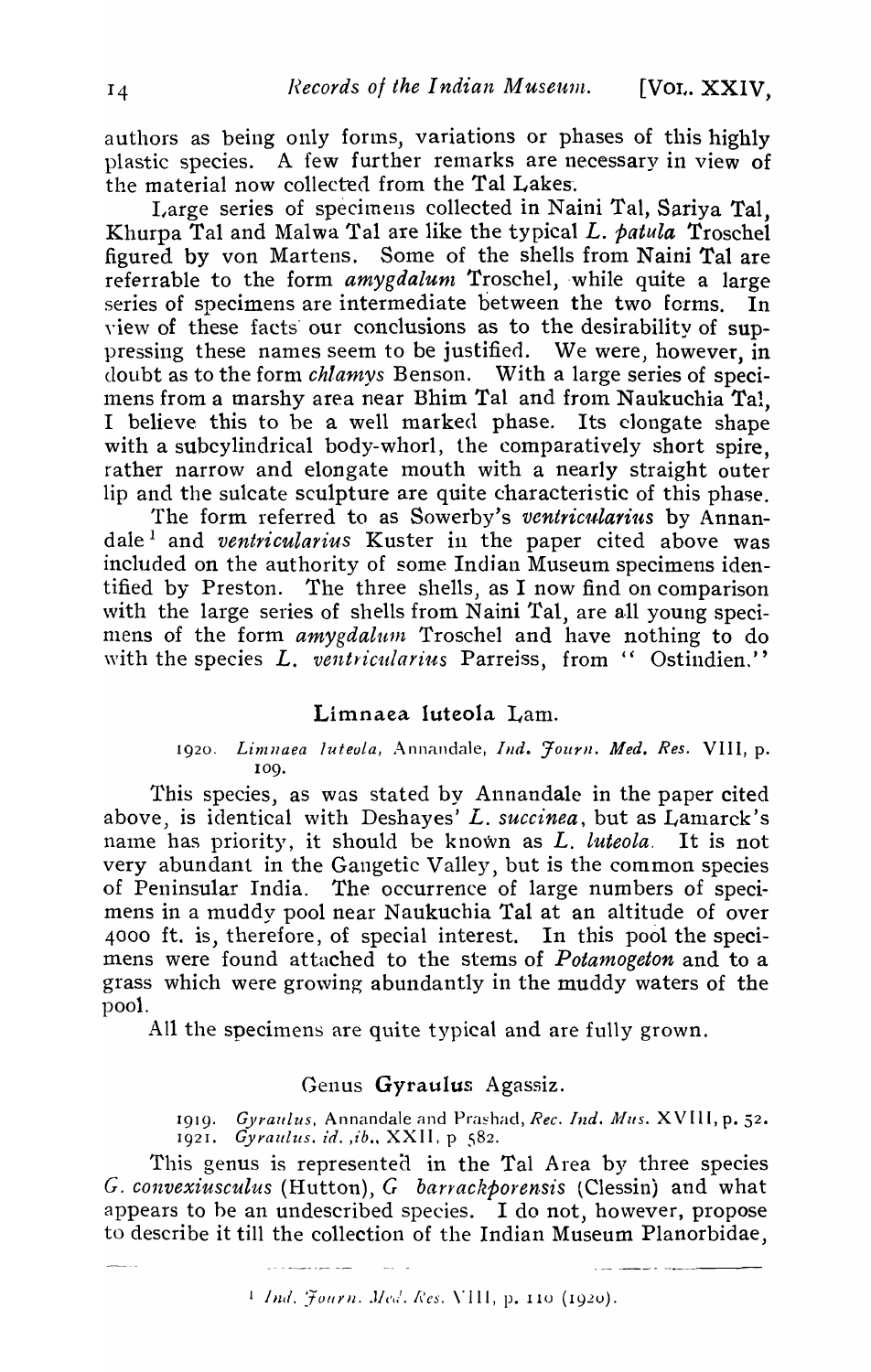authors as being only forms, variations or phases of this highly plastic species. A few further remarks are necessary in view of the material now collected from the Tal Lakes.

Large series of specimens collected in Naini Tal, Sariya Tal, Khurpa Tal and Malwa Tal are like the typical *L. patula* Troschel figured by von Martens. Some of the shells from Naini Tal are referrable to the form *amygdalum* Troschel, while quite a large series of specimens are intermediate between the two forms. In view of these facts our conclusions as to the desirability of suppressing these names seem to be justified. We were, however, in doubt as to the form *chlamys* Benson. With a large series of specimens from a marshy area near Bhim Tal and from Naukuchia Tal, I believe this to be a well marked phase. Its elongate shape with a subcylindrical body-whorl, the comparatively short spire, rather narrow and elongate mouth with a nearly straight outer lip and the sulcate sculpture are quite characteristic of this phase.

The form referred to as Sowerby's *ventricularius* by Annandale[1] and *ventricularius* Kuster in the paper cited above was included on the authority of some Indian Museum specimens identified by Preston. The three shells, as I now find on comparison with the large series of shells from Naini Tal, are all young specimens of the form *amygdalum* Troschel and have nothing to do with the species *L. ventricularius* Parreiss, from "Ostindien."

## Limnaea luteola Lam.

1920. *Limnaea luteola*, Annandale, *Ind. Journ. Med. Res.* VIII, p. 109.

This species, as was stated by Annandale in the paper cited above, is identical with Deshayes' *L. succinea*, but as Lamarck's name has priority, it should be known as *L. luteola*. It is not very abundant in the Gangetic Valley, but is the common species of Peninsular India. The occurrence of large numbers of specimens in a muddy pool near Naukuchia Tal at an altitude of over 4000 ft. is, therefore, of special interest. In this pool the specimens were found attached to the stems of *Potamogeton* and to a grass which were growing abundantly in the muddy waters of the pool.

All the specimens are quite typical and are fully grown.

## Genus Gyraulus Agassiz.

1919. *Gyraulus*, Annandale and Prashad, *Rec. Ind. Mus.* XVIII, p. 52.
1921. *Gyraulus*. *id.*, *ib.*, XXII, p. 582.

This genus is represented in the Tal Area by three species *G. convexiusculus* (Hutton), *G barrackporensis* (Clessin) and what appears to be an undescribed species. I do not, however, propose to describe it till the collection of the Indian Museum Planorbidae,

[1] *Ind. Journ. Med. Res.* VIII, p. 110 (1920).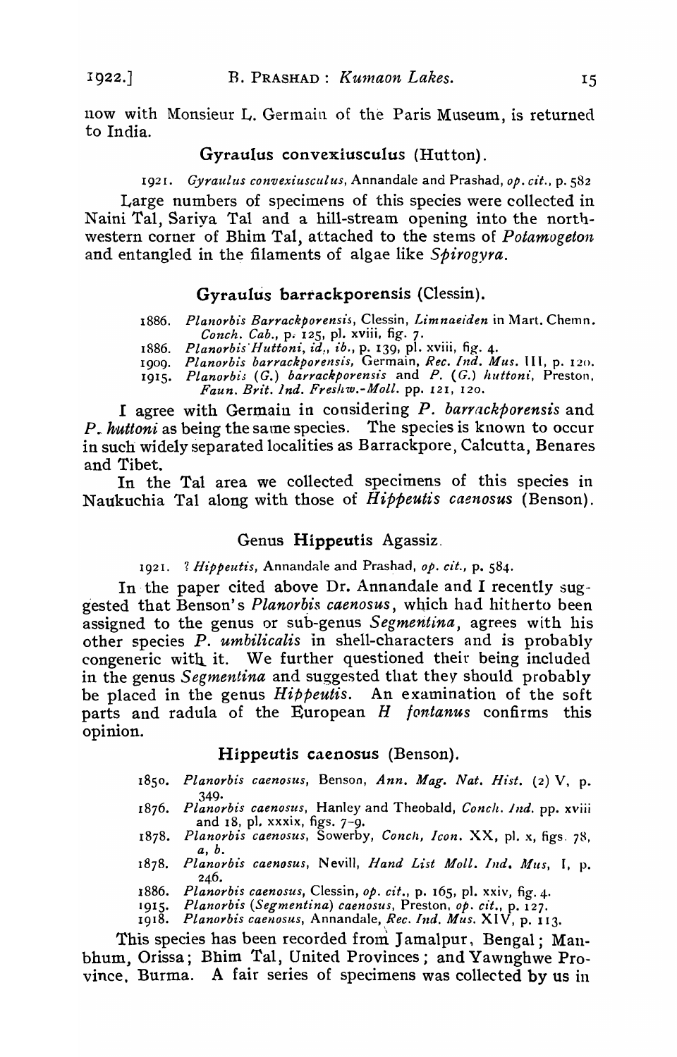now with Monsieur L. Germain of the Paris Museum, is returned to India.

### Gyraulus convexiusculus (Hutton).

1921. *Gyraulus convexiusculus*, Annandale and Prashad, *op. cit.*, p. 582

Large numbers of specimens of this species were collected in Naini Tal, Sariya Tal and a hill-stream opening into the north-western corner of Bhim Tal, attached to the stems of *Potamogeton* and entangled in the filaments of algae like *Spirogyra*.

### Gyraulus barrackporensis (Clessin).

1886. *Planorbis Barrackporensis*, Clessin, *Limnaeiden* in Mart. Chemn. *Conch. Cab.*, p. 125, pl. xviii, fig. 7.
1886. *Planorbis Huttoni*, *id.*, *ib.*, p. 139, pl. xviii, fig. 4.
1909. *Planorbis barrackporensis*, Germain, *Rec. Ind. Mus.* III, p. 120.
1915. *Planorbis* (*G.*) *barrackporensis* and *P.* (*G.*) *huttoni*, Preston, *Faun. Brit. Ind. Freshw.-Moll.* pp. 121, 120.

I agree with Germain in considering *P. barrackporensis* and *P. huttoni* as being the same species. The species is known to occur in such widely separated localities as Barrackpore, Calcutta, Benares and Tibet.

In the Tal area we collected specimens of this species in Naukuchia Tal along with those of *Hippeutis caenosus* (Benson).

### Genus Hippeutis Agassiz.

1921. ? *Hippeutis*, Annandale and Prashad, *op. cit.*, p. 584.

In the paper cited above Dr. Annandale and I recently suggested that Benson's *Planorbis caenosus*, which had hitherto been assigned to the genus or sub-genus *Segmentina*, agrees with his other species *P. umbilicalis* in shell-characters and is probably congeneric with it. We further questioned their being included in the genus *Segmentina* and suggested that they should probably be placed in the genus *Hippeutis*. An examination of the soft parts and radula of the European *H fontanus* confirms this opinion.

### Hippeutis caenosus (Benson).

1850. *Planorbis caenosus*, Benson, *Ann. Mag. Nat. Hist.* (2) V, p. 349.
1876. *Planorbis caenosus*, Hanley and Theobald, *Conch. Ind.* pp. xviii and 18, pl. xxxix, figs. 7-9.
1878. *Planorbis caenosus*, Sowerby, *Conch, Icon.* XX, pl. x, figs. 78, *a*, *b*.
1878. *Planorbis caenosus*, Nevill, *Hand List Moll. Ind. Mus*, I, p. 246.
1886. *Planorbis caenosus*, Clessin, *op. cit.*, p. 165, pl. xxiv, fig. 4.
1915. *Planorbis* (*Segmentina*) *caenosus*, Preston, *op. cit.*, p. 127.
1918. *Planorbis caenosus*, Annandale, *Rec. Ind. Mus.* XIV, p. 113.

This species has been recorded from Jamalpur, Bengal; Manbhum, Orissa; Bhim Tal, United Provinces; and Yawnghwe Province, Burma. A fair series of specimens was collected by us in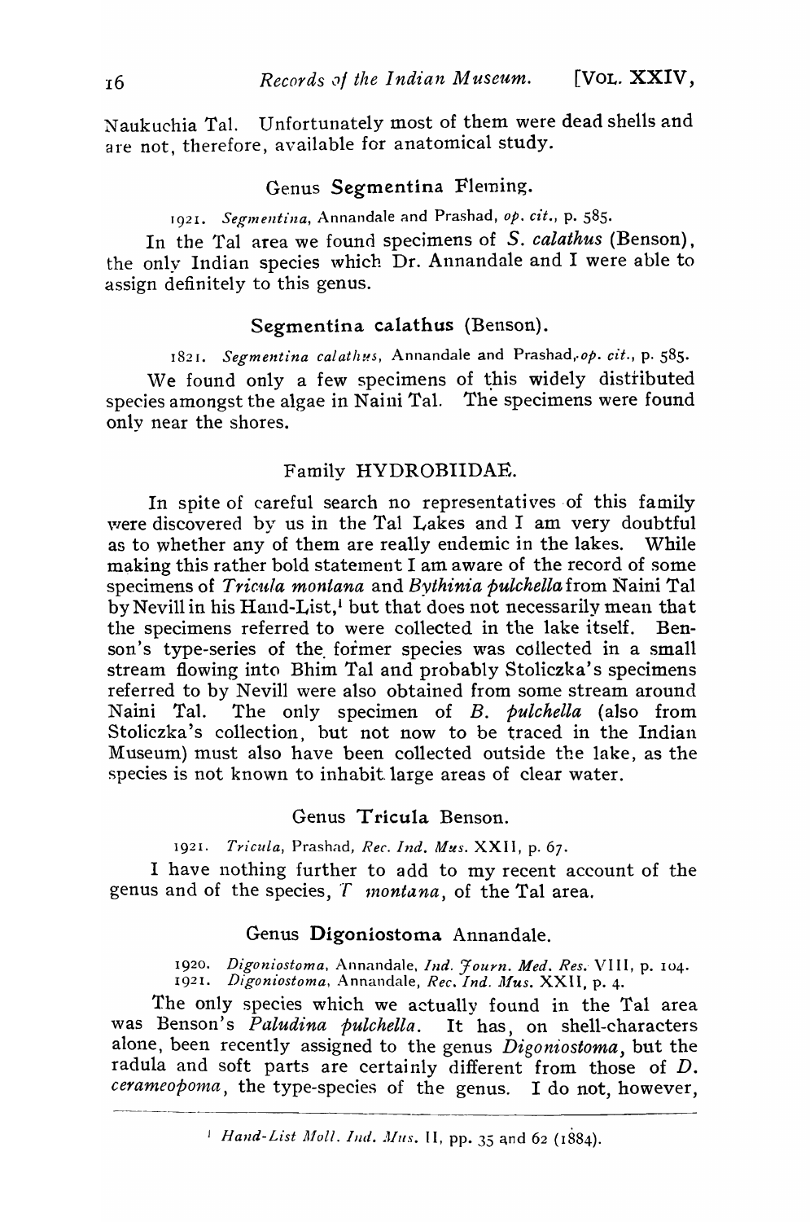Naukuchia Tal. Unfortunately most of them were dead shells and are not, therefore, available for anatomical study.

### Genus **Segmentina** Fleming.

1921. *Segmentina*, Annandale and Prashad, *op. cit.*, p. 585.

In the Tal area we found specimens of *S. calathus* (Benson), the only Indian species which Dr. Annandale and I were able to assign definitely to this genus.

### **Segmentina calathus** (Benson).

1821. *Segmentina calathus*, Annandale and Prashad, *op. cit.*, p. 585.

We found only a few specimens of this widely distributed species amongst the algae in Naini Tal. The specimens were found only near the shores.

## Family HYDROBIIDAE.

In spite of careful search no representatives of this family were discovered by us in the Tal Lakes and I am very doubtful as to whether any of them are really endemic in the lakes. While making this rather bold statement I am aware of the record of some specimens of *Tricula montana* and *Bythinia pulchella* from Naini Tal by Nevill in his Hand-List,[1] but that does not necessarily mean that the specimens referred to were collected in the lake itself. Benson's type-series of the former species was collected in a small stream flowing into Bhim Tal and probably Stoliczka's specimens referred to by Nevill were also obtained from some stream around Naini Tal. The only specimen of *B. pulchella* (also from Stoliczka's collection, but not now to be traced in the Indian Museum) must also have been collected outside the lake, as the species is not known to inhabit large areas of clear water.

### Genus **Tricula** Benson.

1921. *Tricula*, Prashad, *Rec. Ind. Mus.* XXII, p. 67.

I have nothing further to add to my recent account of the genus and of the species, *T montana*, of the Tal area.

### Genus **Digoniostoma** Annandale.

1920. *Digoniostoma*, Annandale, *Ind. Journ. Med. Res.* VIII, p. 104.
1921. *Digoniostoma*, Annandale, *Rec. Ind. Mus.* XXII, p. 4.

The only species which we actually found in the Tal area was Benson's *Paludina pulchella*. It has, on shell-characters alone, been recently assigned to the genus *Digoniostoma*, but the radula and soft parts are certainly different from those of *D. cerameopoma*, the type-species of the genus. I do not, however,

---

[1] *Hand-List Moll. Ind. Mus.* II, pp. 35 and 62 (1884).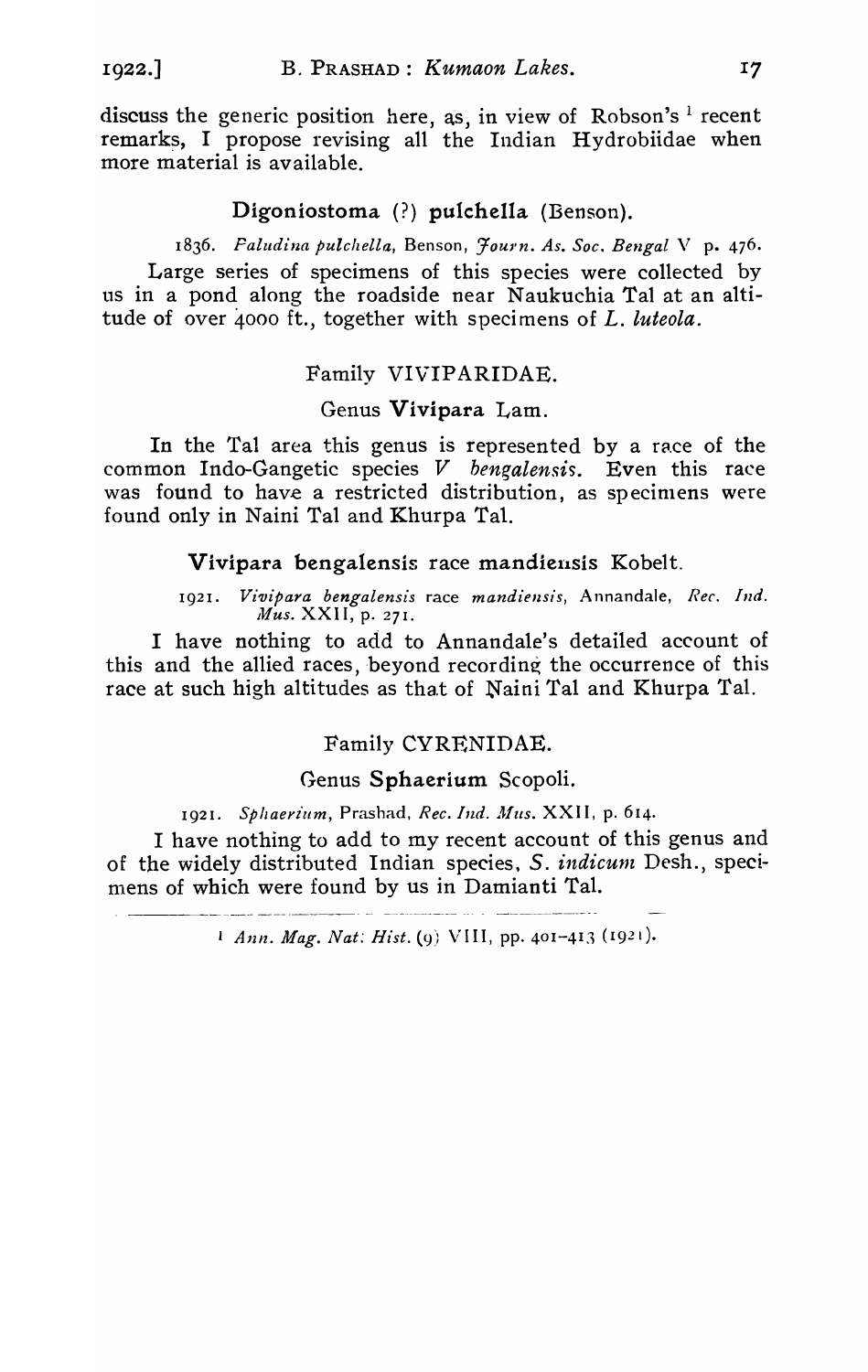discuss the generic position here, as, in view of Robson's [1] recent remarks, I propose revising all the Indian Hydrobiidae when more material is available.

### **Digoniostoma** (?) **pulchella** (Benson).

1836. *Paludina pulchella*, Benson, *Journ. As. Soc. Bengal* V p. 476.

Large series of specimens of this species were collected by us in a pond along the roadside near Naukuchia Tal at an altitude of over 4000 ft., together with specimens of *L. luteola*.

## Family VIVIPARIDAE.

### Genus **Vivipara** Lam.

In the Tal area this genus is represented by a race of the common Indo-Gangetic species *V bengalensis*. Even this race was found to have a restricted distribution, as specimens were found only in Naini Tal and Khurpa Tal.

### **Vivipara bengalensis** race **mandiensis** Kobelt.

1921. *Vivipara bengalensis* race *mandiensis*, Annandale, *Rec. Ind. Mus.* XXII, p. 271.

I have nothing to add to Annandale's detailed account of this and the allied races, beyond recording the occurrence of this race at such high altitudes as that of Naini Tal and Khurpa Tal.

## Family CYRENIDAE.

### Genus **Sphaerium** Scopoli.

1921. *Sphaerium*, Prashad, *Rec. Ind. Mus.* XXII, p. 614.

I have nothing to add to my recent account of this genus and of the widely distributed Indian species, *S. indicum* Desh., specimens of which were found by us in Damianti Tal.

---

[1] *Ann. Mag. Nat. Hist.* (9) VIII, pp. 401–413 (1921).